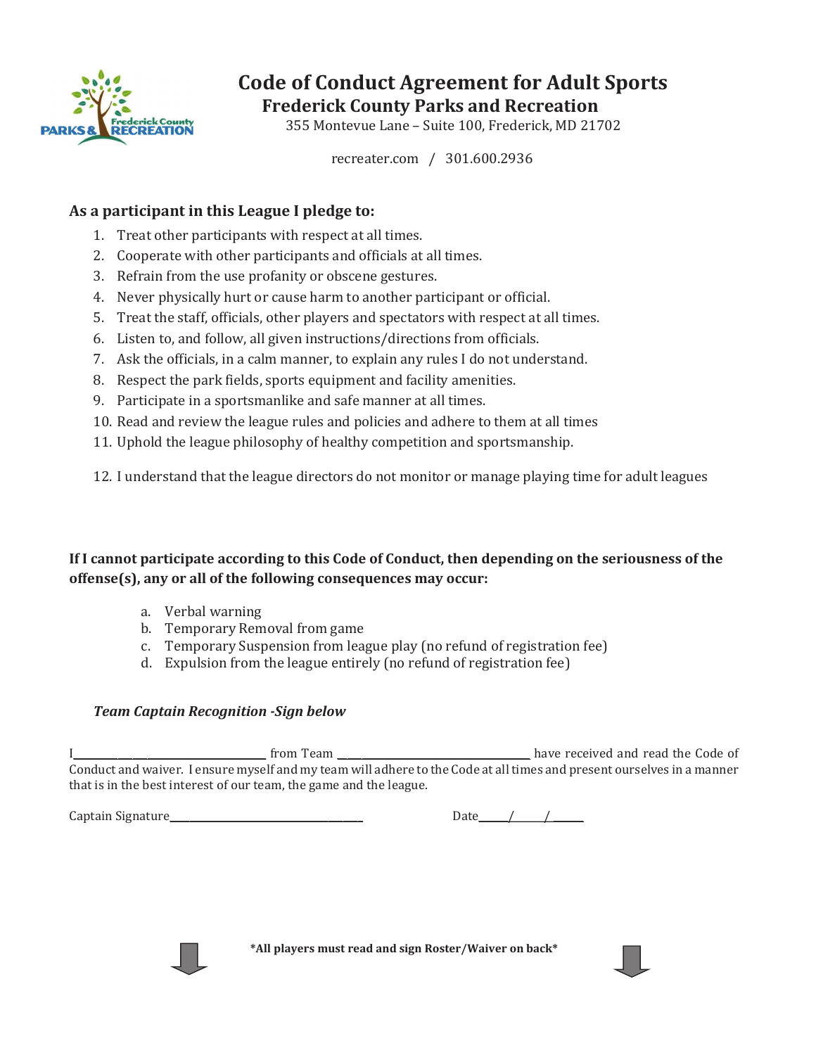# Code of Conduct Agreement for Adult Sports

## Frederick County Parks and Recreation

355 Montevue Lane – Suite 100, Frederick, MD 21702

recreater.com / 301.600.2936

### As a participant in this League I pledge to:

1. Treat other participants with respect at all times.
2. Cooperate with other participants and officials at all times.
3. Refrain from the use profanity or obscene gestures.
4. Never physically hurt or cause harm to another participant or official.
5. Treat the staff, officials, other players and spectators with respect at all times.
6. Listen to, and follow, all given instructions/directions from officials.
7. Ask the officials, in a calm manner, to explain any rules I do not understand.
8. Respect the park fields, sports equipment and facility amenities.
9. Participate in a sportsmanlike and safe manner at all times.
10. Read and review the league rules and policies and adhere to them at all times
11. Uphold the league philosophy of healthy competition and sportsmanship.
12. I understand that the league directors do not monitor or manage playing time for adult leagues

**If I cannot participate according to this Code of Conduct, then depending on the seriousness of the offense(s), any or all of the following consequences may occur:**

a. Verbal warning
b. Temporary Removal from game
c. Temporary Suspension from league play (no refund of registration fee)
d. Expulsion from the league entirely (no refund of registration fee)

***Team Captain Recognition -Sign below***

I______________________________ from Team ______________________________ have received and read the Code of Conduct and waiver. I ensure myself and my team will adhere to the Code at all times and present ourselves in a manner that is in the best interest of our team, the game and the league.

Captain Signature______________________________ Date_____/_____/_____

**\*All players must read and sign Roster/Waiver on back\***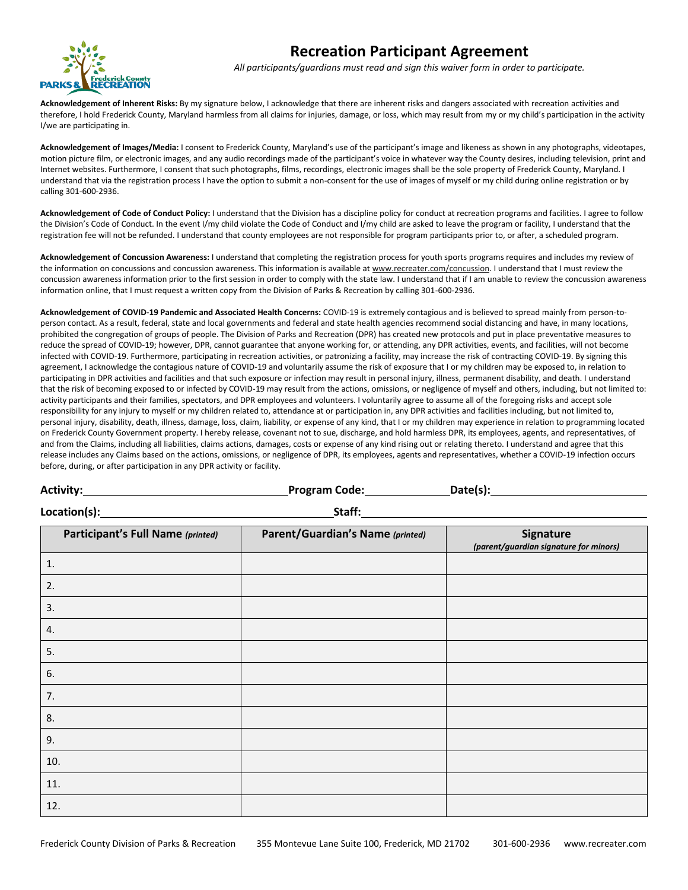# Recreation Participant Agreement

*All participants/guardians must read and sign this waiver form in order to participate.*

**Acknowledgement of Inherent Risks:** By my signature below, I acknowledge that there are inherent risks and dangers associated with recreation activities and therefore, I hold Frederick County, Maryland harmless from all claims for injuries, damage, or loss, which may result from my or my child's participation in the activity I/we are participating in.

**Acknowledgement of Images/Media:** I consent to Frederick County, Maryland's use of the participant's image and likeness as shown in any photographs, videotapes, motion picture film, or electronic images, and any audio recordings made of the participant's voice in whatever way the County desires, including television, print and Internet websites. Furthermore, I consent that such photographs, films, recordings, electronic images shall be the sole property of Frederick County, Maryland. I understand that via the registration process I have the option to submit a non-consent for the use of images of myself or my child during online registration or by calling 301-600-2936.

**Acknowledgement of Code of Conduct Policy:** I understand that the Division has a discipline policy for conduct at recreation programs and facilities. I agree to follow the Division's Code of Conduct. In the event I/my child violate the Code of Conduct and I/my child are asked to leave the program or facility, I understand that the registration fee will not be refunded. I understand that county employees are not responsible for program participants prior to, or after, a scheduled program.

**Acknowledgement of Concussion Awareness:** I understand that completing the registration process for youth sports programs requires and includes my review of the information on concussions and concussion awareness. This information is available at www.recreater.com/concussion. I understand that I must review the concussion awareness information prior to the first session in order to comply with the state law. I understand that if I am unable to review the concussion awareness information online, that I must request a written copy from the Division of Parks & Recreation by calling 301-600-2936.

**Acknowledgement of COVID-19 Pandemic and Associated Health Concerns:** COVID-19 is extremely contagious and is believed to spread mainly from person-to-person contact. As a result, federal, state and local governments and federal and state health agencies recommend social distancing and have, in many locations, prohibited the congregation of groups of people. The Division of Parks and Recreation (DPR) has created new protocols and put in place preventative measures to reduce the spread of COVID-19; however, DPR, cannot guarantee that anyone working for, or attending, any DPR activities, events, and facilities, will not become infected with COVID-19. Furthermore, participating in recreation activities, or patronizing a facility, may increase the risk of contracting COVID-19. By signing this agreement, I acknowledge the contagious nature of COVID-19 and voluntarily assume the risk of exposure that I or my children may be exposed to, in relation to participating in DPR activities and facilities and that such exposure or infection may result in personal injury, illness, permanent disability, and death. I understand that the risk of becoming exposed to or infected by COVID-19 may result from the actions, omissions, or negligence of myself and others, including, but not limited to: activity participants and their families, spectators, and DPR employees and volunteers. I voluntarily agree to assume all of the foregoing risks and accept sole responsibility for any injury to myself or my children related to, attendance at or participation in, any DPR activities and facilities including, but not limited to, personal injury, disability, death, illness, damage, loss, claim, liability, or expense of any kind, that I or my children may experience in relation to programming located on Frederick County Government property. I hereby release, covenant not to sue, discharge, and hold harmless DPR, its employees, agents, and representatives, of and from the Claims, including all liabilities, claims actions, damages, costs or expense of any kind rising out or relating thereto. I understand and agree that this release includes any Claims based on the actions, omissions, or negligence of DPR, its employees, agents and representatives, whether a COVID-19 infection occurs before, during, or after participation in any DPR activity or facility.

**Activity:** ______________________ **Program Code:** __________ **Date(s):** ______________________

**Location(s):** ______________________ **Staff:** ______________________

| Participant's Full Name *(printed)* | Parent/Guardian's Name *(printed)* | Signature *(parent/guardian signature for minors)* |
|---|---|---|
| 1. | | |
| 2. | | |
| 3. | | |
| 4. | | |
| 5. | | |
| 6. | | |
| 7. | | |
| 8. | | |
| 9. | | |
| 10. | | |
| 11. | | |
| 12. | | |

Frederick County Division of Parks & Recreation 355 Montevue Lane Suite 100, Frederick, MD 21702 301-600-2936 www.recreater.com